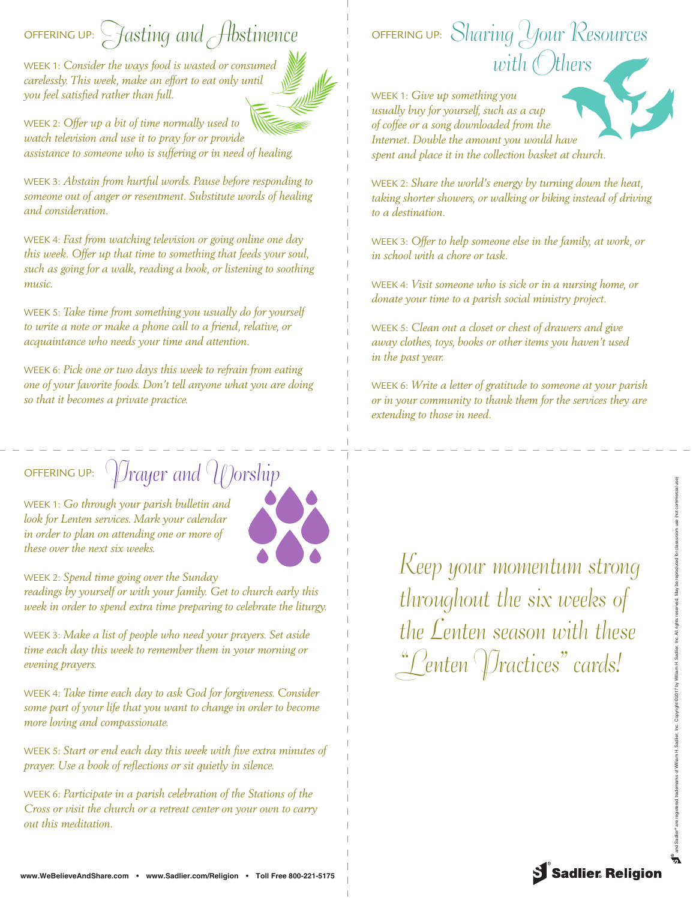## OFFERING UP: Fasting and Abstinence

WEEK 1: *Consider the ways food is wasted or consumed carelessly. This week, make an effort to eat only until you feel satisfied rather than full.*

WEEK 2: *Offer up a bit of time normally used to watch television and use it to pray for or provide assistance to someone who is suffering or in need of healing.*

WEEK 3: *Abstain from hurtful words. Pause before responding to someone out of anger or resentment. Substitute words of healing and consideration.*

WEEK 4: *Fast from watching television or going online one day this week. Offer up that time to something that feeds your soul, such as going for a walk, reading a book, or listening to soothing music.*

WEEK 5: *Take time from something you usually do for yourself to write a note or make a phone call to a friend, relative, or acquaintance who needs your time and attention.*

WEEK 6: *Pick one or two days this week to refrain from eating one of your favorite foods. Don't tell anyone what you are doing so that it becomes a private practice.*

## OFFERING UP: Sharing Your Resources with Others

WEEK 1: *Give up something you usually buy for yourself, such as a cup of coffee or a song downloaded from the Internet. Double the amount you would have spent and place it in the collection basket at church.*

WEEK 2: *Share the world's energy by turning down the heat, taking shorter showers, or walking or biking instead of driving to a destination.*

WEEK 3: *Offer to help someone else in the family, at work, or in school with a chore or task.*

WEEK 4: *Visit someone who is sick or in a nursing home, or donate your time to a parish social ministry project.*

WEEK 5: *Clean out a closet or chest of drawers and give away clothes, toys, books or other items you haven't used in the past year.*

WEEK 6: *Write a letter of gratitude to someone at your parish or in your community to thank them for the services they are extending to those in need.*

## OFFERING UP: Prayer and Worship

WEEK 1: *Go through your parish bulletin and look for Lenten services. Mark your calendar in order to plan on attending one or more of these over the next six weeks.*

WEEK 2: *Spend time going over the Sunday readings by yourself or with your family. Get to church early this week in order to spend extra time preparing to celebrate the liturgy.*

WEEK 3: *Make a list of people who need your prayers. Set aside time each day this week to remember them in your morning or evening prayers.*

WEEK 4: *Take time each day to ask God for forgiveness. Consider some part of your life that you want to change in order to become more loving and compassionate.*

WEEK 5: *Start or end each day this week with five extra minutes of prayer. Use a book of reflections or sit quietly in silence.*

WEEK 6: *Participate in a parish celebration of the Stations of the Cross or visit the church or a retreat center on your own to carry out this meditation.*

*Keep your momentum strong throughout the six weeks of the Lenten season with these "Lenten Practices" cards!*

**www.WeBelieveAndShare.com • www.Sadlier.com/Religion • Toll Free 800-221-5175**

Sadlier Religion

® and Sadlier® are registered trademarks of William H. Sadlier, Inc. Copyright ©2017 by William H. Sadlier, Inc. All rights reserved. May be reproduced for classroom use (not commercial use)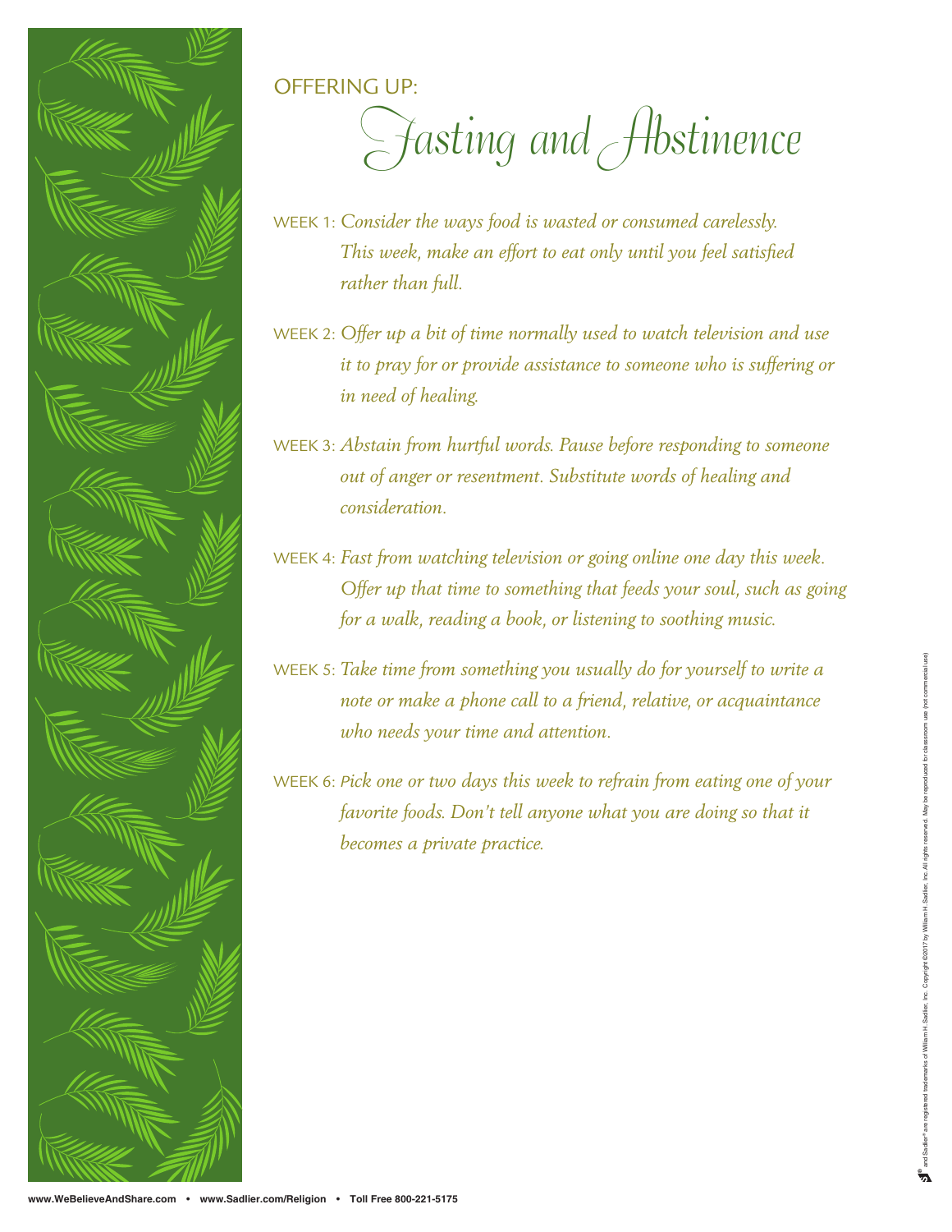OFFERING UP:

# *Fasting and Abstinence*

WEEK 1: *Consider the ways food is wasted or consumed carelessly. This week, make an effort to eat only until you feel satisfied rather than full.*

WEEK 2: *Offer up a bit of time normally used to watch television and use it to pray for or provide assistance to someone who is suffering or in need of healing.*

WEEK 3: *Abstain from hurtful words. Pause before responding to someone out of anger or resentment. Substitute words of healing and consideration.*

WEEK 4: *Fast from watching television or going online one day this week. Offer up that time to something that feeds your soul, such as going for a walk, reading a book, or listening to soothing music.*

WEEK 5: *Take time from something you usually do for yourself to write a note or make a phone call to a friend, relative, or acquaintance who needs your time and attention.*

WEEK 6: *Pick one or two days this week to refrain from eating one of your favorite foods. Don't tell anyone what you are doing so that it becomes a private practice.*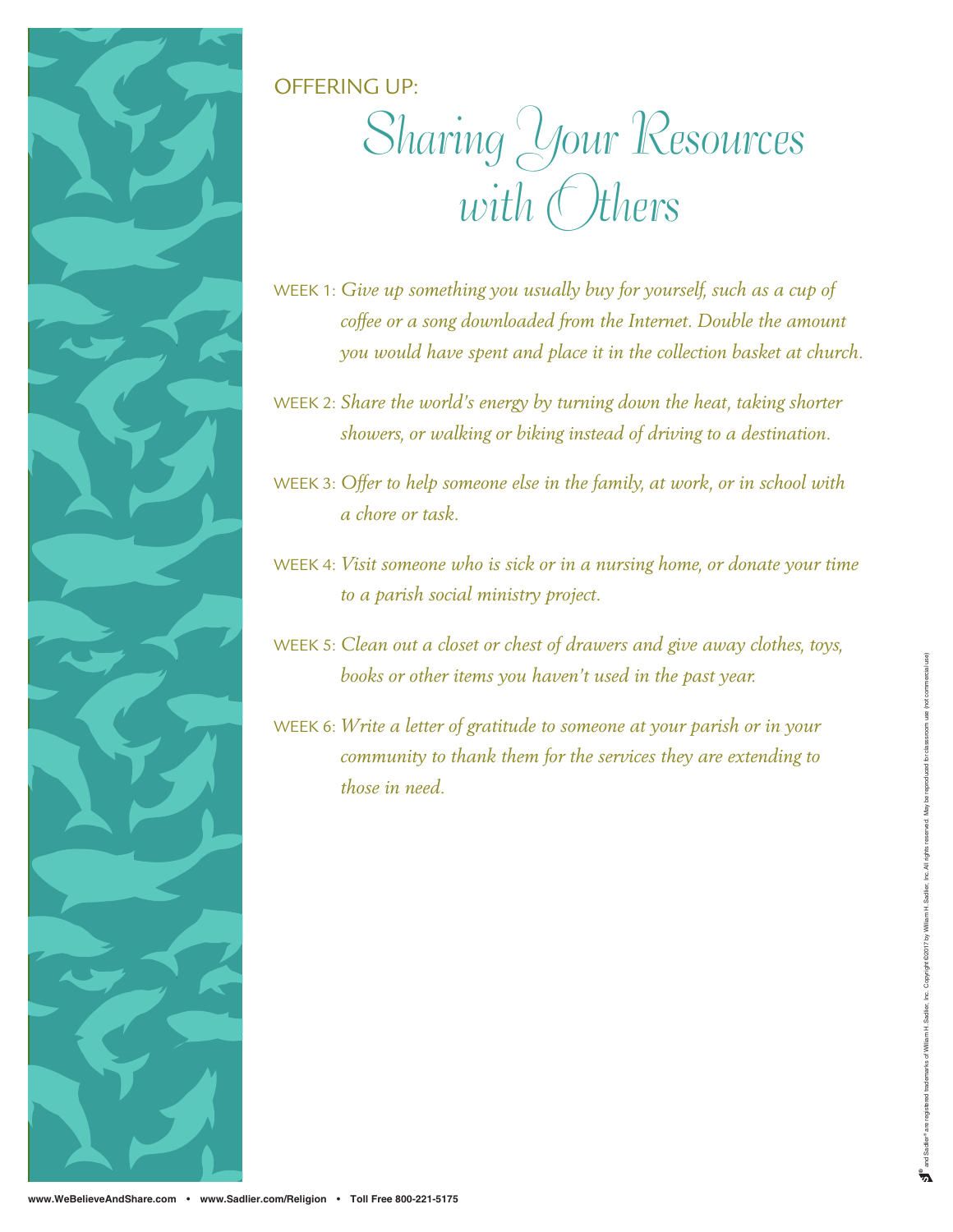OFFERING UP:

# Sharing Your Resources with Others

WEEK 1: *Give up something you usually buy for yourself, such as a cup of coffee or a song downloaded from the Internet. Double the amount you would have spent and place it in the collection basket at church.*

WEEK 2: *Share the world's energy by turning down the heat, taking shorter showers, or walking or biking instead of driving to a destination.*

WEEK 3: *Offer to help someone else in the family, at work, or in school with a chore or task.*

WEEK 4: *Visit someone who is sick or in a nursing home, or donate your time to a parish social ministry project.*

WEEK 5: *Clean out a closet or chest of drawers and give away clothes, toys, books or other items you haven't used in the past year.*

WEEK 6: *Write a letter of gratitude to someone at your parish or in your community to thank them for the services they are extending to those in need.*

® and Sadlier® are registered trademarks of William H. Sadlier, Inc. Copyright ©2017 by William H. Sadlier, Inc. All rights reserved. May be reproduced for classroom use (not commercial use)

www.WeBelieveAndShare.com • www.Sadlier.com/Religion • Toll Free 800-221-5175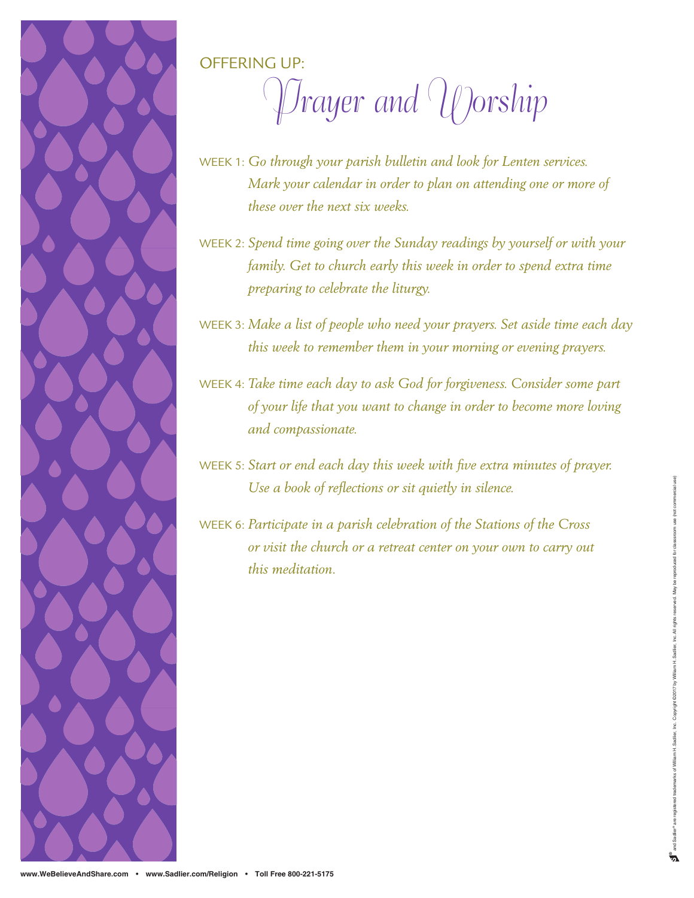OFFERING UP:

# Prayer and Worship

WEEK 1: *Go through your parish bulletin and look for Lenten services. Mark your calendar in order to plan on attending one or more of these over the next six weeks.*

WEEK 2: *Spend time going over the Sunday readings by yourself or with your family. Get to church early this week in order to spend extra time preparing to celebrate the liturgy.*

WEEK 3: *Make a list of people who need your prayers. Set aside time each day this week to remember them in your morning or evening prayers.*

WEEK 4: *Take time each day to ask God for forgiveness. Consider some part of your life that you want to change in order to become more loving and compassionate.*

WEEK 5: *Start or end each day this week with five extra minutes of prayer. Use a book of reflections or sit quietly in silence.*

WEEK 6: *Participate in a parish celebration of the Stations of the Cross or visit the church or a retreat center on your own to carry out this meditation.*

® and Sadlier® are registered trademarks of William H. Sadlier, Inc. Copyright ©2017 by William H. Sadlier, Inc. All rights reserved. May be reproduced for classroom use (not commercial use)

www.WeBelieveAndShare.com • www.Sadlier.com/Religion • Toll Free 800-221-5175